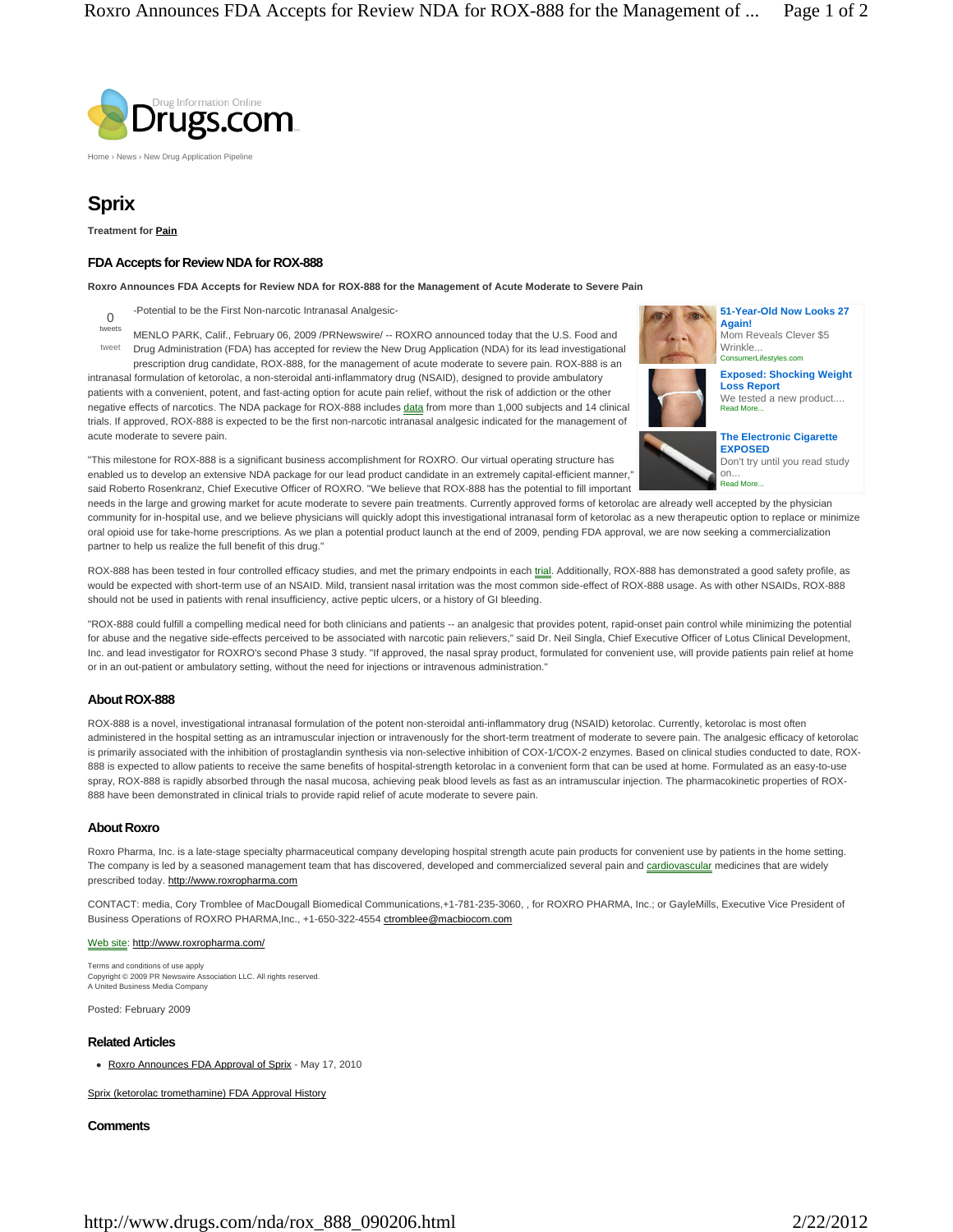Home › News › New Drug Application Pipeline

# Sprix

**Treatment for Pain**

## FDA Accepts for Review NDA for ROX-888

**Roxro Announces FDA Accepts for Review NDA for ROX-888 for the Management of Acute Moderate to Severe Pain**

0 tweets

tweet

-Potential to be the First Non-narcotic Intranasal Analgesic-

MENLO PARK, Calif., February 06, 2009 /PRNewswire/ -- ROXRO announced today that the U.S. Food and Drug Administration (FDA) has accepted for review the New Drug Application (NDA) for its lead investigational prescription drug candidate, ROX-888, for the management of acute moderate to severe pain. ROX-888 is an intranasal formulation of ketorolac, a non-steroidal anti-inflammatory drug (NSAID), designed to provide ambulatory patients with a convenient, potent, and fast-acting option for acute pain relief, without the risk of addiction or the other negative effects of narcotics. The NDA package for ROX-888 includes data from more than 1,000 subjects and 14 clinical trials. If approved, ROX-888 is expected to be the first non-narcotic intranasal analgesic indicated for the management of acute moderate to severe pain.

"This milestone for ROX-888 is a significant business accomplishment for ROXRO. Our virtual operating structure has enabled us to develop an extensive NDA package for our lead product candidate in an extremely capital-efficient manner," said Roberto Rosenkranz, Chief Executive Officer of ROXRO. "We believe that ROX-888 has the potential to fill important needs in the large and growing market for acute moderate to severe pain treatments. Currently approved forms of ketorolac are already well accepted by the physician community for in-hospital use, and we believe physicians will quickly adopt this investigational intranasal form of ketorolac as a new therapeutic option to replace or minimize oral opioid use for take-home prescriptions. As we plan a potential product launch at the end of 2009, pending FDA approval, we are now seeking a commercialization partner to help us realize the full benefit of this drug."

ROX-888 has been tested in four controlled efficacy studies, and met the primary endpoints in each trial. Additionally, ROX-888 has demonstrated a good safety profile, as would be expected with short-term use of an NSAID. Mild, transient nasal irritation was the most common side-effect of ROX-888 usage. As with other NSAIDs, ROX-888 should not be used in patients with renal insufficiency, active peptic ulcers, or a history of GI bleeding.

"ROX-888 could fulfill a compelling medical need for both clinicians and patients -- an analgesic that provides potent, rapid-onset pain control while minimizing the potential for abuse and the negative side-effects perceived to be associated with narcotic pain relievers," said Dr. Neil Singla, Chief Executive Officer of Lotus Clinical Development, Inc. and lead investigator for ROXRO's second Phase 3 study. "If approved, the nasal spray product, formulated for convenient use, will provide patients pain relief at home or in an out-patient or ambulatory setting, without the need for injections or intravenous administration."

### About ROX-888

ROX-888 is a novel, investigational intranasal formulation of the potent non-steroidal anti-inflammatory drug (NSAID) ketorolac. Currently, ketorolac is most often administered in the hospital setting as an intramuscular injection or intravenously for the short-term treatment of moderate to severe pain. The analgesic efficacy of ketorolac is primarily associated with the inhibition of prostaglandin synthesis via non-selective inhibition of COX-1/COX-2 enzymes. Based on clinical studies conducted to date, ROX-888 is expected to allow patients to receive the same benefits of hospital-strength ketorolac in a convenient form that can be used at home. Formulated as an easy-to-use spray, ROX-888 is rapidly absorbed through the nasal mucosa, achieving peak blood levels as fast as an intramuscular injection. The pharmacokinetic properties of ROX-888 have been demonstrated in clinical trials to provide rapid relief of acute moderate to severe pain.

### About Roxro

Roxro Pharma, Inc. is a late-stage specialty pharmaceutical company developing hospital strength acute pain products for convenient use by patients in the home setting. The company is led by a seasoned management team that has discovered, developed and commercialized several pain and cardiovascular medicines that are widely prescribed today. http://www.roxropharma.com

CONTACT: media, Cory Tromblee of MacDougall Biomedical Communications,+1-781-235-3060, , for ROXRO PHARMA, Inc.; or GayleMills, Executive Vice President of Business Operations of ROXRO PHARMA,Inc., +1-650-322-4554 ctromblee@macbiocom.com

Web site: http://www.roxropharma.com/

Terms and conditions of use apply
Copyright © 2009 PR Newswire Association LLC. All rights reserved.
A United Business Media Company

Posted: February 2009

### Related Articles

- Roxro Announces FDA Approval of Sprix - May 17, 2010

Sprix (ketorolac tromethamine) FDA Approval History

### Comments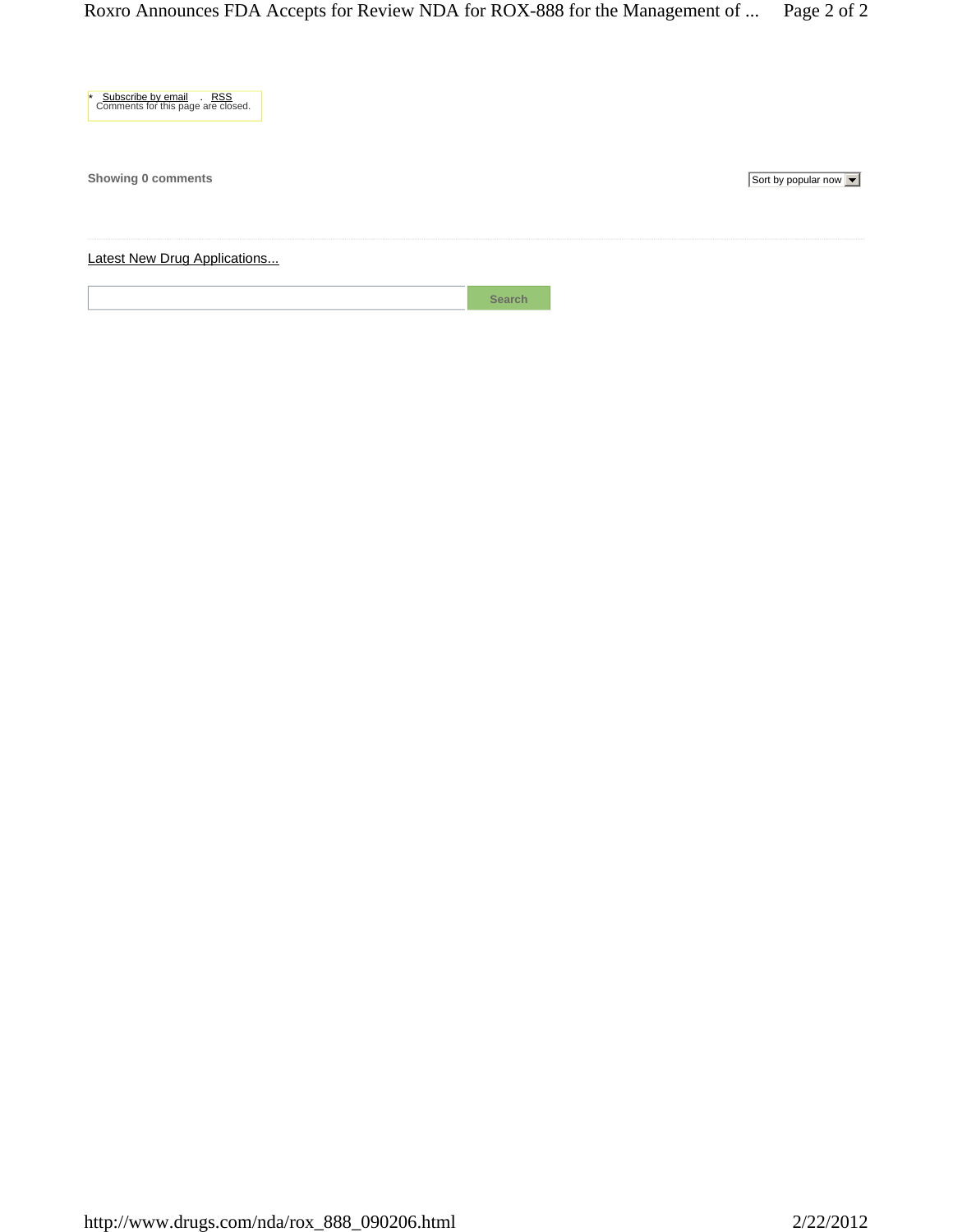* Subscribe by email . RSS
Comments for this page are closed.

**Showing 0 comments**

Sort by popular now

Latest New Drug Applications...

Search